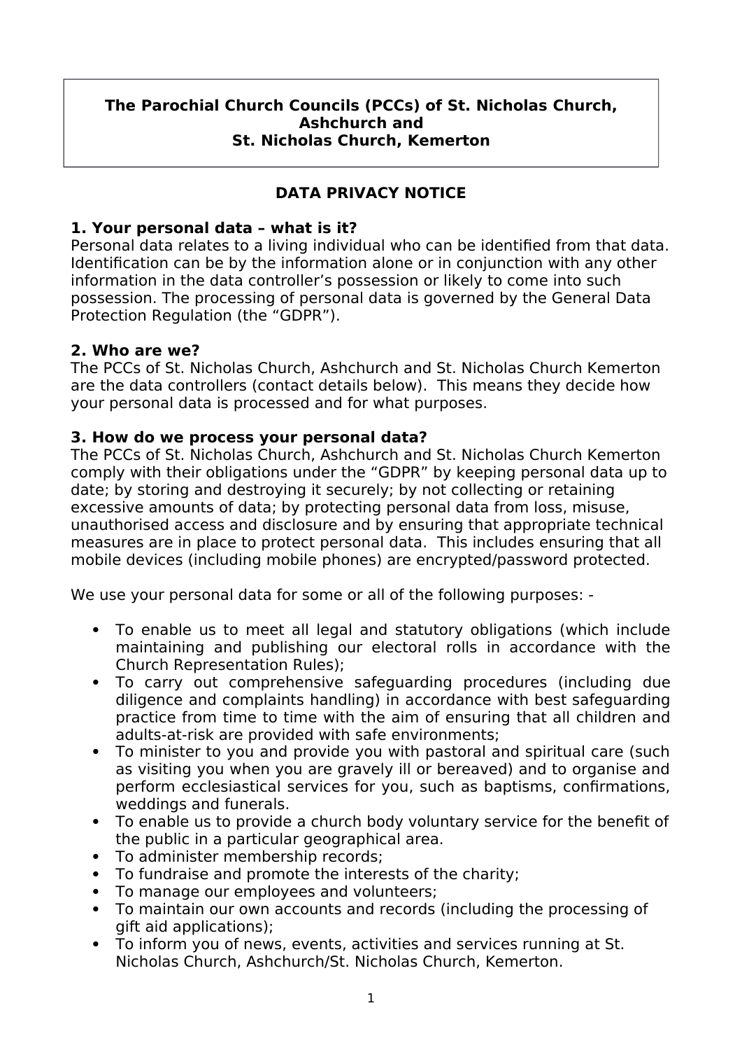**The Parochial Church Councils (PCCs) of St. Nicholas Church, Ashchurch and St. Nicholas Church, Kemerton**

# DATA PRIVACY NOTICE

## 1. Your personal data – what is it?

Personal data relates to a living individual who can be identified from that data. Identification can be by the information alone or in conjunction with any other information in the data controller's possession or likely to come into such possession. The processing of personal data is governed by the General Data Protection Regulation (the "GDPR").

## 2. Who are we?

The PCCs of St. Nicholas Church, Ashchurch and St. Nicholas Church Kemerton are the data controllers (contact details below). This means they decide how your personal data is processed and for what purposes.

## 3. How do we process your personal data?

The PCCs of St. Nicholas Church, Ashchurch and St. Nicholas Church Kemerton comply with their obligations under the "GDPR" by keeping personal data up to date; by storing and destroying it securely; by not collecting or retaining excessive amounts of data; by protecting personal data from loss, misuse, unauthorised access and disclosure and by ensuring that appropriate technical measures are in place to protect personal data. This includes ensuring that all mobile devices (including mobile phones) are encrypted/password protected.

We use your personal data for some or all of the following purposes: -

- To enable us to meet all legal and statutory obligations (which include maintaining and publishing our electoral rolls in accordance with the Church Representation Rules);
- To carry out comprehensive safeguarding procedures (including due diligence and complaints handling) in accordance with best safeguarding practice from time to time with the aim of ensuring that all children and adults-at-risk are provided with safe environments;
- To minister to you and provide you with pastoral and spiritual care (such as visiting you when you are gravely ill or bereaved) and to organise and perform ecclesiastical services for you, such as baptisms, confirmations, weddings and funerals.
- To enable us to provide a church body voluntary service for the benefit of the public in a particular geographical area.
- To administer membership records;
- To fundraise and promote the interests of the charity;
- To manage our employees and volunteers;
- To maintain our own accounts and records (including the processing of gift aid applications);
- To inform you of news, events, activities and services running at St. Nicholas Church, Ashchurch/St. Nicholas Church, Kemerton.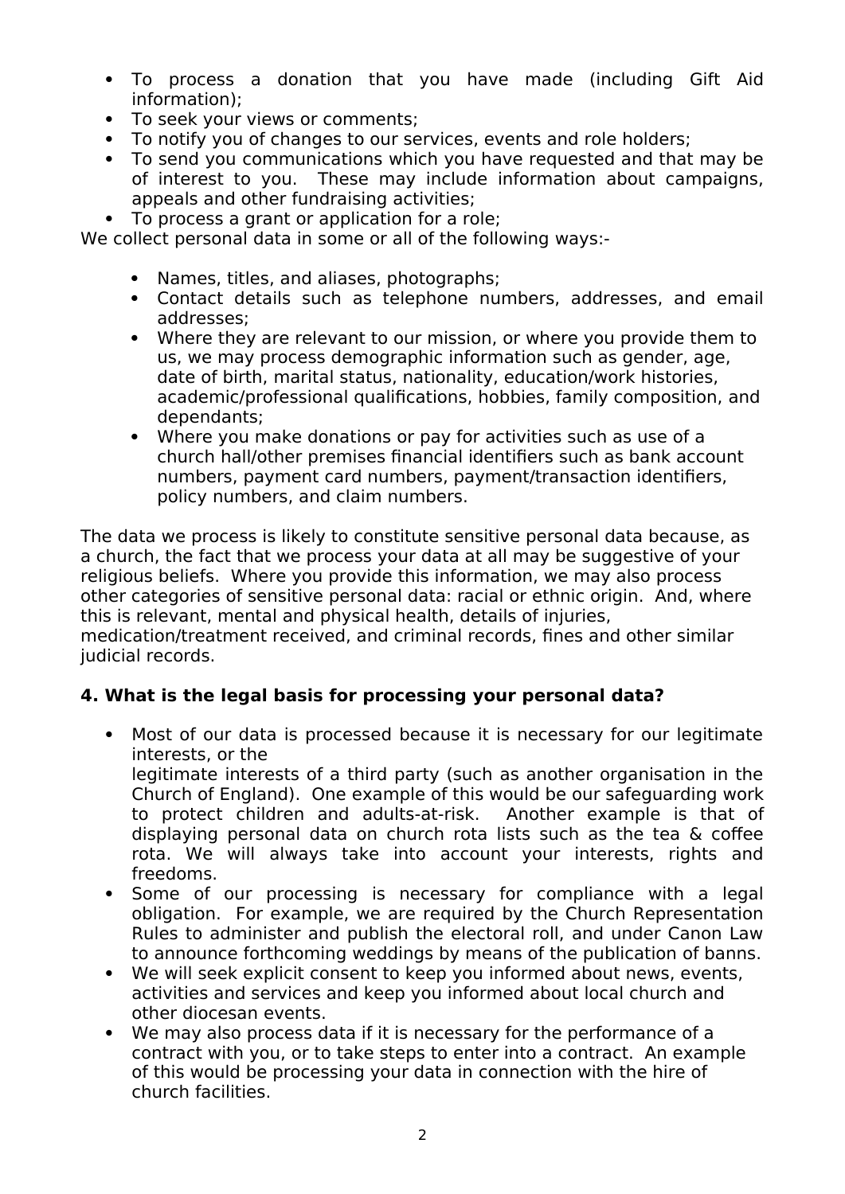- To process a donation that you have made (including Gift Aid information);
- To seek your views or comments;
- To notify you of changes to our services, events and role holders;
- To send you communications which you have requested and that may be of interest to you. These may include information about campaigns, appeals and other fundraising activities;
- To process a grant or application for a role;

We collect personal data in some or all of the following ways:-

- Names, titles, and aliases, photographs;
- Contact details such as telephone numbers, addresses, and email addresses;
- Where they are relevant to our mission, or where you provide them to us, we may process demographic information such as gender, age, date of birth, marital status, nationality, education/work histories, academic/professional qualifications, hobbies, family composition, and dependants;
- Where you make donations or pay for activities such as use of a church hall/other premises financial identifiers such as bank account numbers, payment card numbers, payment/transaction identifiers, policy numbers, and claim numbers.

The data we process is likely to constitute sensitive personal data because, as a church, the fact that we process your data at all may be suggestive of your religious beliefs. Where you provide this information, we may also process other categories of sensitive personal data: racial or ethnic origin. And, where this is relevant, mental and physical health, details of injuries, medication/treatment received, and criminal records, fines and other similar judicial records.

**4. What is the legal basis for processing your personal data?**

- Most of our data is processed because it is necessary for our legitimate interests, or the legitimate interests of a third party (such as another organisation in the Church of England). One example of this would be our safeguarding work to protect children and adults-at-risk. Another example is that of displaying personal data on church rota lists such as the tea & coffee rota. We will always take into account your interests, rights and freedoms.
- Some of our processing is necessary for compliance with a legal obligation. For example, we are required by the Church Representation Rules to administer and publish the electoral roll, and under Canon Law to announce forthcoming weddings by means of the publication of banns.
- We will seek explicit consent to keep you informed about news, events, activities and services and keep you informed about local church and other diocesan events.
- We may also process data if it is necessary for the performance of a contract with you, or to take steps to enter into a contract. An example of this would be processing your data in connection with the hire of church facilities.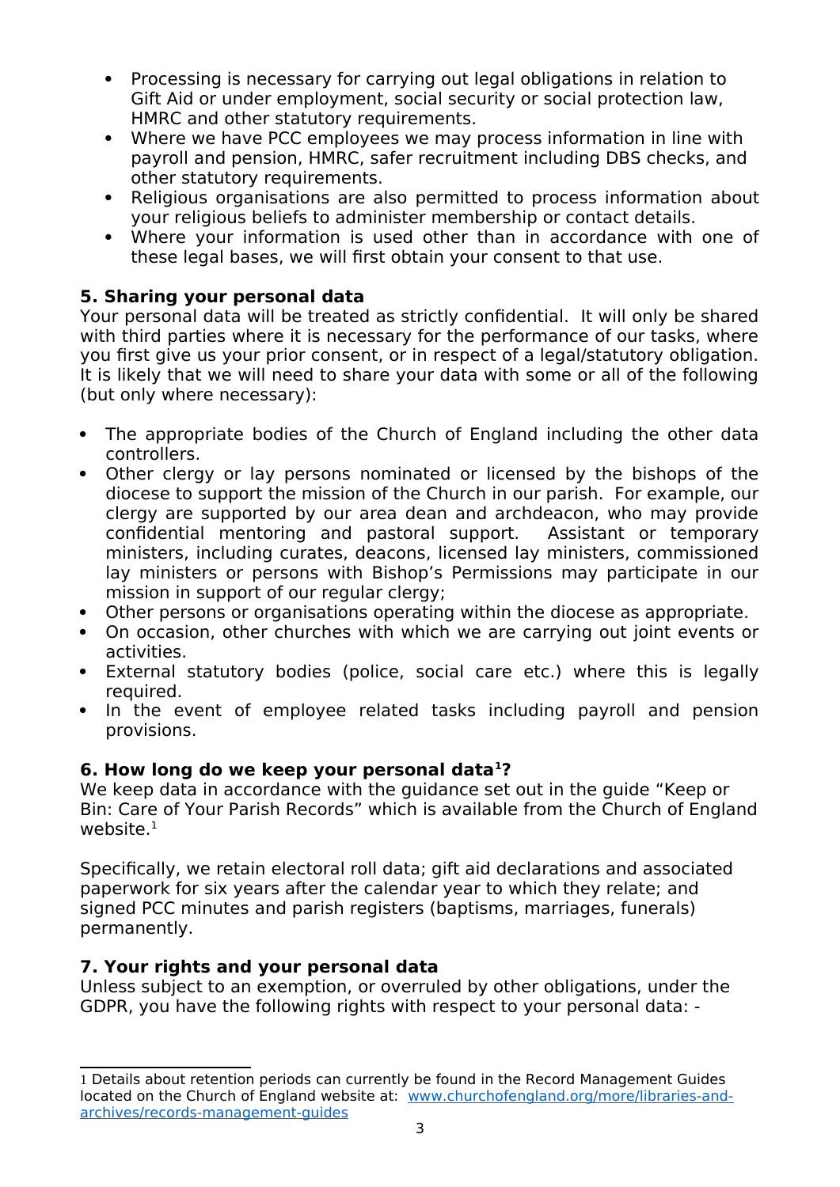- Processing is necessary for carrying out legal obligations in relation to Gift Aid or under employment, social security or social protection law, HMRC and other statutory requirements.
- Where we have PCC employees we may process information in line with payroll and pension, HMRC, safer recruitment including DBS checks, and other statutory requirements.
- Religious organisations are also permitted to process information about your religious beliefs to administer membership or contact details.
- Where your information is used other than in accordance with one of these legal bases, we will first obtain your consent to that use.

**5. Sharing your personal data**

Your personal data will be treated as strictly confidential. It will only be shared with third parties where it is necessary for the performance of our tasks, where you first give us your prior consent, or in respect of a legal/statutory obligation. It is likely that we will need to share your data with some or all of the following (but only where necessary):

- The appropriate bodies of the Church of England including the other data controllers.
- Other clergy or lay persons nominated or licensed by the bishops of the diocese to support the mission of the Church in our parish. For example, our clergy are supported by our area dean and archdeacon, who may provide confidential mentoring and pastoral support. Assistant or temporary ministers, including curates, deacons, licensed lay ministers, commissioned lay ministers or persons with Bishop's Permissions may participate in our mission in support of our regular clergy;
- Other persons or organisations operating within the diocese as appropriate.
- On occasion, other churches with which we are carrying out joint events or activities.
- External statutory bodies (police, social care etc.) where this is legally required.
- In the event of employee related tasks including payroll and pension provisions.

**6. How long do we keep your personal data[1]?**

We keep data in accordance with the guidance set out in the guide "Keep or Bin: Care of Your Parish Records" which is available from the Church of England website.[1]

Specifically, we retain electoral roll data; gift aid declarations and associated paperwork for six years after the calendar year to which they relate; and signed PCC minutes and parish registers (baptisms, marriages, funerals) permanently.

**7. Your rights and your personal data**

Unless subject to an exemption, or overruled by other obligations, under the GDPR, you have the following rights with respect to your personal data: -

---

1 Details about retention periods can currently be found in the Record Management Guides located on the Church of England website at: [www.churchofengland.org/more/libraries-and-archives/records-management-guides](http://www.churchofengland.org/more/libraries-and-archives/records-management-guides)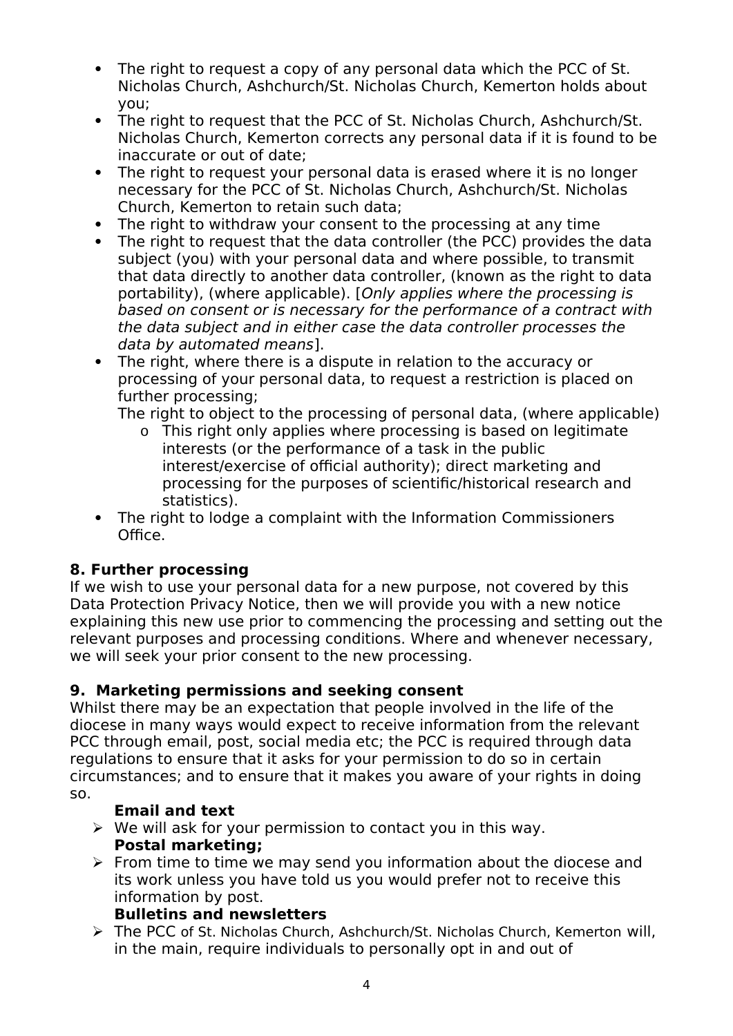- The right to request a copy of any personal data which the PCC of St. Nicholas Church, Ashchurch/St. Nicholas Church, Kemerton holds about you;
- The right to request that the PCC of St. Nicholas Church, Ashchurch/St. Nicholas Church, Kemerton corrects any personal data if it is found to be inaccurate or out of date;
- The right to request your personal data is erased where it is no longer necessary for the PCC of St. Nicholas Church, Ashchurch/St. Nicholas Church, Kemerton to retain such data;
- The right to withdraw your consent to the processing at any time
- The right to request that the data controller (the PCC) provides the data subject (you) with your personal data and where possible, to transmit that data directly to another data controller, (known as the right to data portability), (where applicable). [*Only applies where the processing is based on consent or is necessary for the performance of a contract with the data subject and in either case the data controller processes the data by automated means*].
- The right, where there is a dispute in relation to the accuracy or processing of your personal data, to request a restriction is placed on further processing;

  The right to object to the processing of personal data, (where applicable)
  - This right only applies where processing is based on legitimate interests (or the performance of a task in the public interest/exercise of official authority); direct marketing and processing for the purposes of scientific/historical research and statistics).
- The right to lodge a complaint with the Information Commissioners Office.

**8. Further processing**

If we wish to use your personal data for a new purpose, not covered by this Data Protection Privacy Notice, then we will provide you with a new notice explaining this new use prior to commencing the processing and setting out the relevant purposes and processing conditions. Where and whenever necessary, we will seek your prior consent to the new processing.

**9. Marketing permissions and seeking consent**

Whilst there may be an expectation that people involved in the life of the diocese in many ways would expect to receive information from the relevant PCC through email, post, social media etc; the PCC is required through data regulations to ensure that it asks for your permission to do so in certain circumstances; and to ensure that it makes you aware of your rights in doing so.

**Email and text**

- We will ask for your permission to contact you in this way.

**Postal marketing;**

- From time to time we may send you information about the diocese and its work unless you have told us you would prefer not to receive this information by post.

**Bulletins and newsletters**

- The PCC of St. Nicholas Church, Ashchurch/St. Nicholas Church, Kemerton will, in the main, require individuals to personally opt in and out of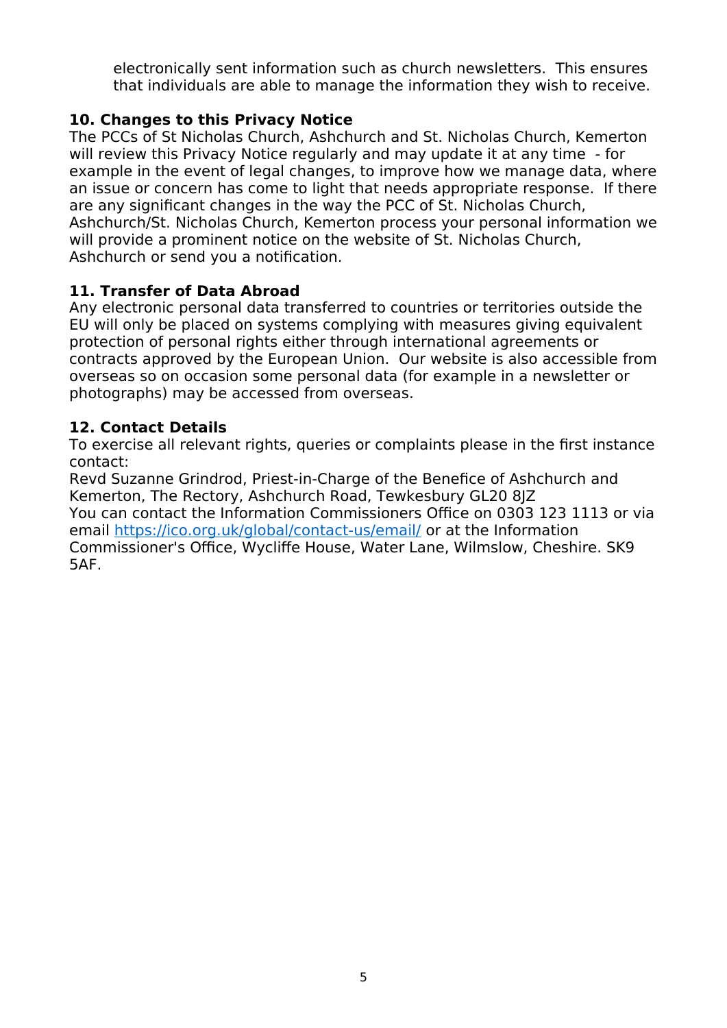electronically sent information such as church newsletters. This ensures that individuals are able to manage the information they wish to receive.

## 10. Changes to this Privacy Notice

The PCCs of St Nicholas Church, Ashchurch and St. Nicholas Church, Kemerton will review this Privacy Notice regularly and may update it at any time - for example in the event of legal changes, to improve how we manage data, where an issue or concern has come to light that needs appropriate response. If there are any significant changes in the way the PCC of St. Nicholas Church, Ashchurch/St. Nicholas Church, Kemerton process your personal information we will provide a prominent notice on the website of St. Nicholas Church, Ashchurch or send you a notification.

## 11. Transfer of Data Abroad

Any electronic personal data transferred to countries or territories outside the EU will only be placed on systems complying with measures giving equivalent protection of personal rights either through international agreements or contracts approved by the European Union. Our website is also accessible from overseas so on occasion some personal data (for example in a newsletter or photographs) may be accessed from overseas.

## 12. Contact Details

To exercise all relevant rights, queries or complaints please in the first instance contact:

Revd Suzanne Grindrod, Priest-in-Charge of the Benefice of Ashchurch and Kemerton, The Rectory, Ashchurch Road, Tewkesbury GL20 8JZ

You can contact the Information Commissioners Office on 0303 123 1113 or via email [https://ico.org.uk/global/contact-us/email/](https://ico.org.uk/global/contact-us/email/) or at the Information Commissioner's Office, Wycliffe House, Water Lane, Wilmslow, Cheshire. SK9 5AF.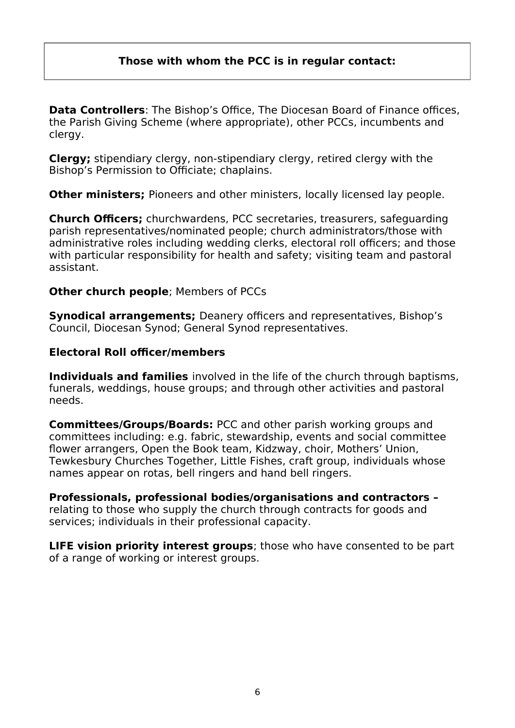**Those with whom the PCC is in regular contact:**

**Data Controllers**: The Bishop's Office, The Diocesan Board of Finance offices, the Parish Giving Scheme (where appropriate), other PCCs, incumbents and clergy.

**Clergy;** stipendiary clergy, non-stipendiary clergy, retired clergy with the Bishop's Permission to Officiate; chaplains.

**Other ministers;** Pioneers and other ministers, locally licensed lay people.

**Church Officers;** churchwardens, PCC secretaries, treasurers, safeguarding parish representatives/nominated people; church administrators/those with administrative roles including wedding clerks, electoral roll officers; and those with particular responsibility for health and safety; visiting team and pastoral assistant.

**Other church people**; Members of PCCs

**Synodical arrangements;** Deanery officers and representatives, Bishop's Council, Diocesan Synod; General Synod representatives.

**Electoral Roll officer/members**

**Individuals and families** involved in the life of the church through baptisms, funerals, weddings, house groups; and through other activities and pastoral needs.

**Committees/Groups/Boards:** PCC and other parish working groups and committees including: e.g. fabric, stewardship, events and social committee flower arrangers, Open the Book team, Kidzway, choir, Mothers' Union, Tewkesbury Churches Together, Little Fishes, craft group, individuals whose names appear on rotas, bell ringers and hand bell ringers.

**Professionals, professional bodies/organisations and contractors –** relating to those who supply the church through contracts for goods and services; individuals in their professional capacity.

**LIFE vision priority interest groups**; those who have consented to be part of a range of working or interest groups.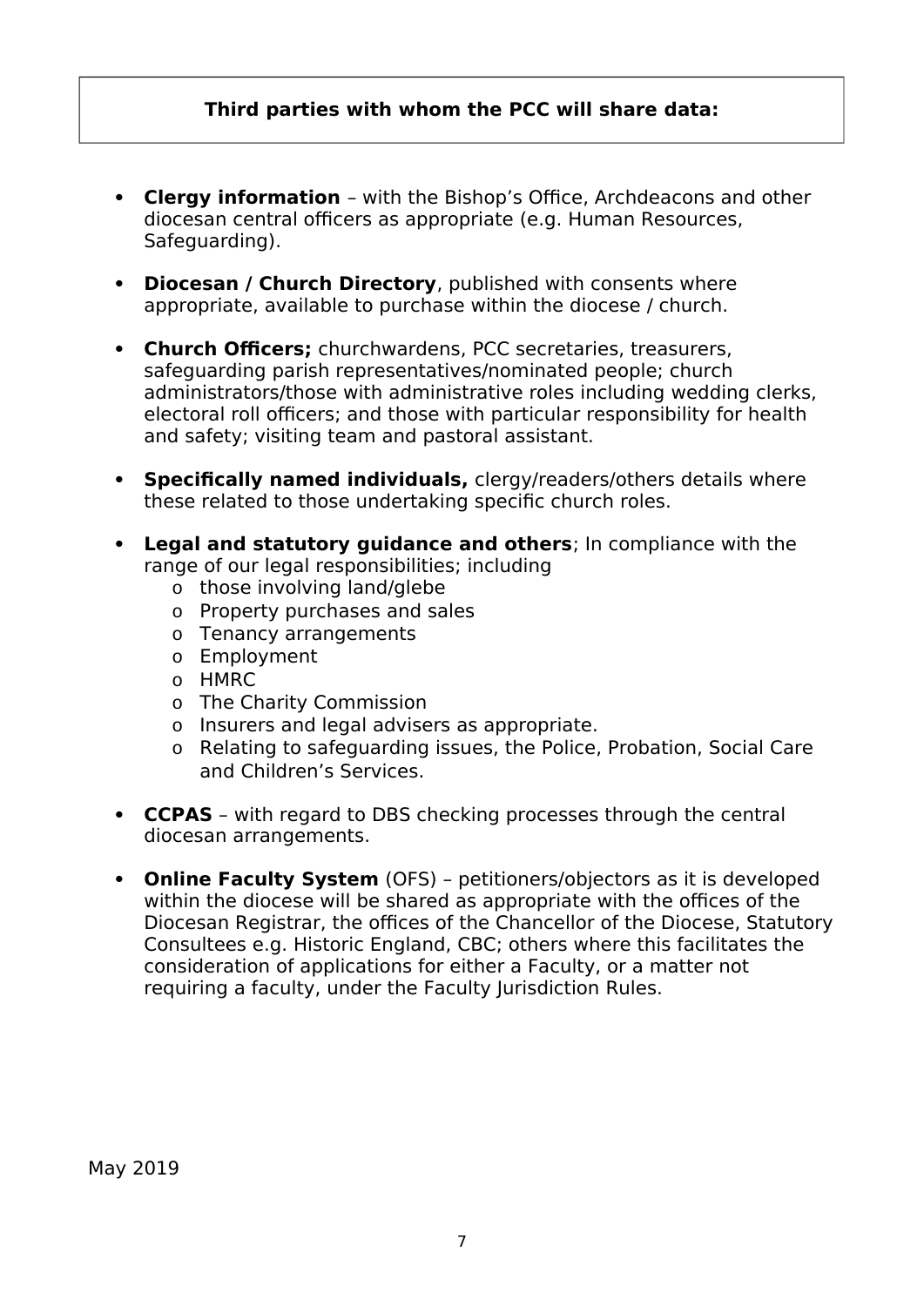**Third parties with whom the PCC will share data:**

- **Clergy information** – with the Bishop's Office, Archdeacons and other diocesan central officers as appropriate (e.g. Human Resources, Safeguarding).

- **Diocesan / Church Directory**, published with consents where appropriate, available to purchase within the diocese / church.

- **Church Officers;** churchwardens, PCC secretaries, treasurers, safeguarding parish representatives/nominated people; church administrators/those with administrative roles including wedding clerks, electoral roll officers; and those with particular responsibility for health and safety; visiting team and pastoral assistant.

- **Specifically named individuals,** clergy/readers/others details where these related to those undertaking specific church roles.

- **Legal and statutory guidance and others**; In compliance with the range of our legal responsibilities; including
  - those involving land/glebe
  - Property purchases and sales
  - Tenancy arrangements
  - Employment
  - HMRC
  - The Charity Commission
  - Insurers and legal advisers as appropriate.
  - Relating to safeguarding issues, the Police, Probation, Social Care and Children's Services.

- **CCPAS** – with regard to DBS checking processes through the central diocesan arrangements.

- **Online Faculty System** (OFS) – petitioners/objectors as it is developed within the diocese will be shared as appropriate with the offices of the Diocesan Registrar, the offices of the Chancellor of the Diocese, Statutory Consultees e.g. Historic England, CBC; others where this facilitates the consideration of applications for either a Faculty, or a matter not requiring a faculty, under the Faculty Jurisdiction Rules.

May 2019